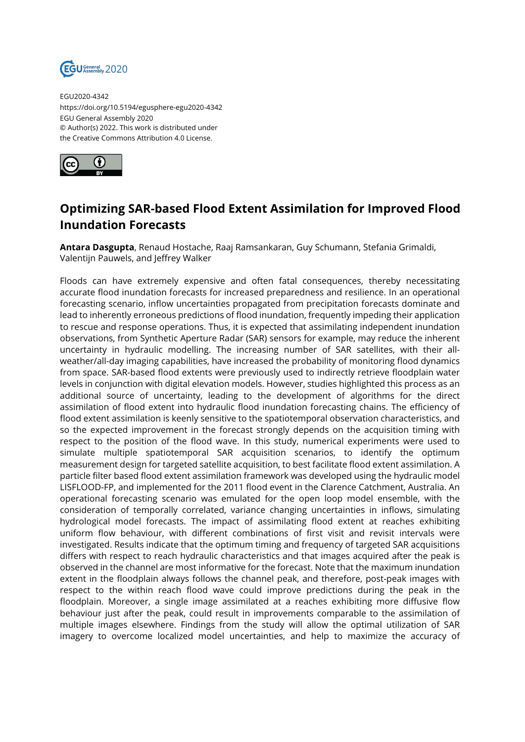EGU2020-4342
https://doi.org/10.5194/egusphere-egu2020-4342
EGU General Assembly 2020
© Author(s) 2022. This work is distributed under
the Creative Commons Attribution 4.0 License.

# Optimizing SAR-based Flood Extent Assimilation for Improved Flood Inundation Forecasts

**Antara Dasgupta**, Renaud Hostache, Raaj Ramsankaran, Guy Schumann, Stefania Grimaldi, Valentijn Pauwels, and Jeffrey Walker

Floods can have extremely expensive and often fatal consequences, thereby necessitating accurate flood inundation forecasts for increased preparedness and resilience. In an operational forecasting scenario, inflow uncertainties propagated from precipitation forecasts dominate and lead to inherently erroneous predictions of flood inundation, frequently impeding their application to rescue and response operations. Thus, it is expected that assimilating independent inundation observations, from Synthetic Aperture Radar (SAR) sensors for example, may reduce the inherent uncertainty in hydraulic modelling. The increasing number of SAR satellites, with their all-weather/all-day imaging capabilities, have increased the probability of monitoring flood dynamics from space. SAR-based flood extents were previously used to indirectly retrieve floodplain water levels in conjunction with digital elevation models. However, studies highlighted this process as an additional source of uncertainty, leading to the development of algorithms for the direct assimilation of flood extent into hydraulic flood inundation forecasting chains. The efficiency of flood extent assimilation is keenly sensitive to the spatiotemporal observation characteristics, and so the expected improvement in the forecast strongly depends on the acquisition timing with respect to the position of the flood wave. In this study, numerical experiments were used to simulate multiple spatiotemporal SAR acquisition scenarios, to identify the optimum measurement design for targeted satellite acquisition, to best facilitate flood extent assimilation. A particle filter based flood extent assimilation framework was developed using the hydraulic model LISFLOOD-FP, and implemented for the 2011 flood event in the Clarence Catchment, Australia. An operational forecasting scenario was emulated for the open loop model ensemble, with the consideration of temporally correlated, variance changing uncertainties in inflows, simulating hydrological model forecasts. The impact of assimilating flood extent at reaches exhibiting uniform flow behaviour, with different combinations of first visit and revisit intervals were investigated. Results indicate that the optimum timing and frequency of targeted SAR acquisitions differs with respect to reach hydraulic characteristics and that images acquired after the peak is observed in the channel are most informative for the forecast. Note that the maximum inundation extent in the floodplain always follows the channel peak, and therefore, post-peak images with respect to the within reach flood wave could improve predictions during the peak in the floodplain. Moreover, a single image assimilated at a reaches exhibiting more diffusive flow behaviour just after the peak, could result in improvements comparable to the assimilation of multiple images elsewhere. Findings from the study will allow the optimal utilization of SAR imagery to overcome localized model uncertainties, and help to maximize the accuracy of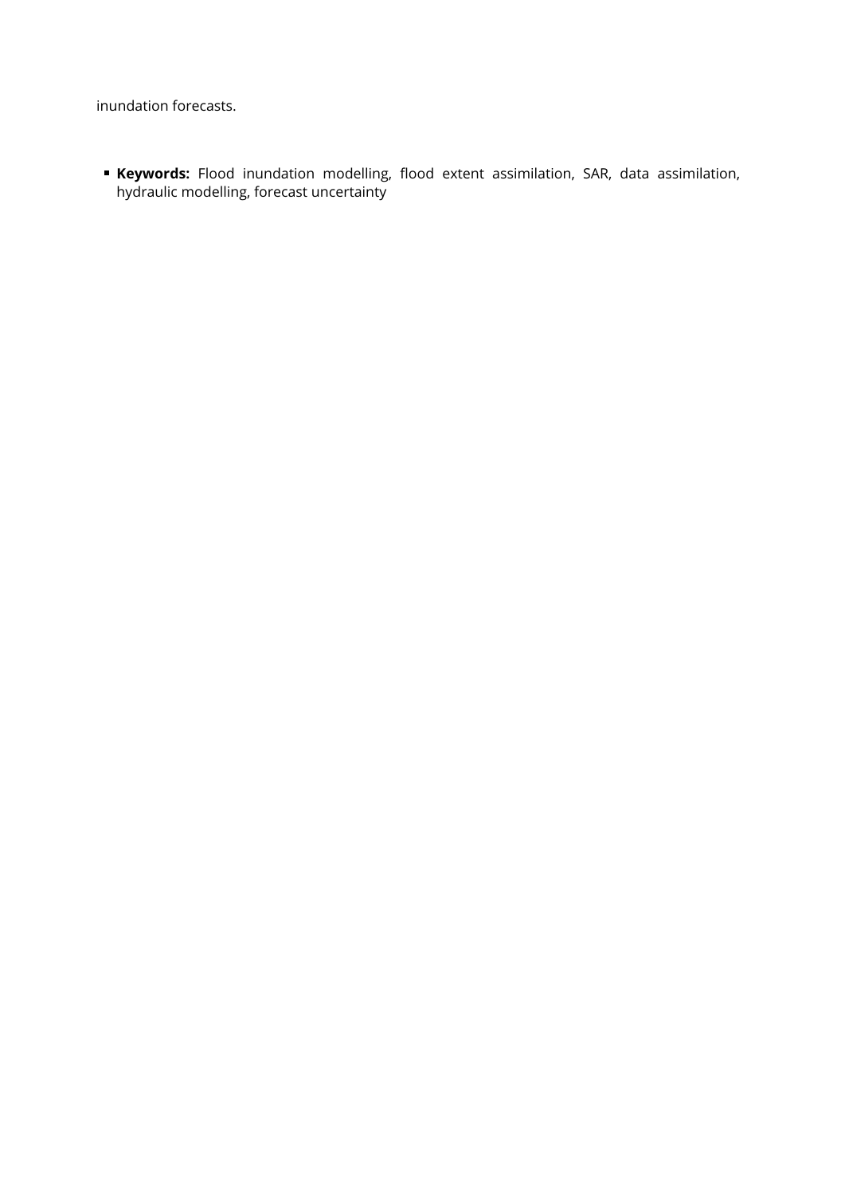inundation forecasts.

- **Keywords:** Flood inundation modelling, flood extent assimilation, SAR, data assimilation, hydraulic modelling, forecast uncertainty